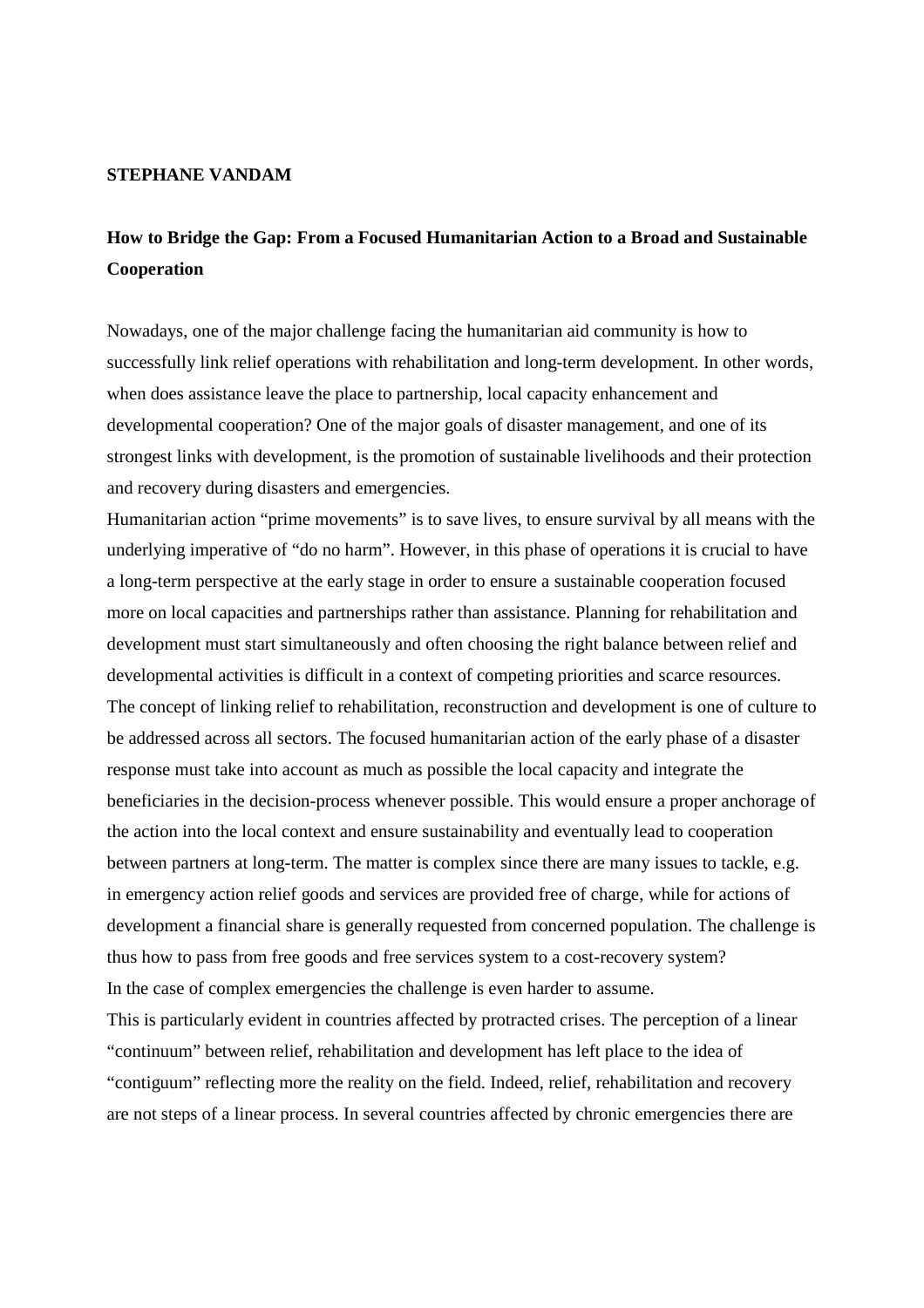**STEPHANE VANDAM**

# How to Bridge the Gap: From a Focused Humanitarian Action to a Broad and Sustainable Cooperation

Nowadays, one of the major challenge facing the humanitarian aid community is how to successfully link relief operations with rehabilitation and long-term development. In other words, when does assistance leave the place to partnership, local capacity enhancement and developmental cooperation? One of the major goals of disaster management, and one of its strongest links with development, is the promotion of sustainable livelihoods and their protection and recovery during disasters and emergencies.

Humanitarian action "prime movements" is to save lives, to ensure survival by all means with the underlying imperative of "do no harm". However, in this phase of operations it is crucial to have a long-term perspective at the early stage in order to ensure a sustainable cooperation focused more on local capacities and partnerships rather than assistance. Planning for rehabilitation and development must start simultaneously and often choosing the right balance between relief and developmental activities is difficult in a context of competing priorities and scarce resources.

The concept of linking relief to rehabilitation, reconstruction and development is one of culture to be addressed across all sectors. The focused humanitarian action of the early phase of a disaster response must take into account as much as possible the local capacity and integrate the beneficiaries in the decision-process whenever possible. This would ensure a proper anchorage of the action into the local context and ensure sustainability and eventually lead to cooperation between partners at long-term. The matter is complex since there are many issues to tackle, e.g. in emergency action relief goods and services are provided free of charge, while for actions of development a financial share is generally requested from concerned population. The challenge is thus how to pass from free goods and free services system to a cost-recovery system?

In the case of complex emergencies the challenge is even harder to assume.

This is particularly evident in countries affected by protracted crises. The perception of a linear "continuum" between relief, rehabilitation and development has left place to the idea of "contiguum" reflecting more the reality on the field. Indeed, relief, rehabilitation and recovery are not steps of a linear process. In several countries affected by chronic emergencies there are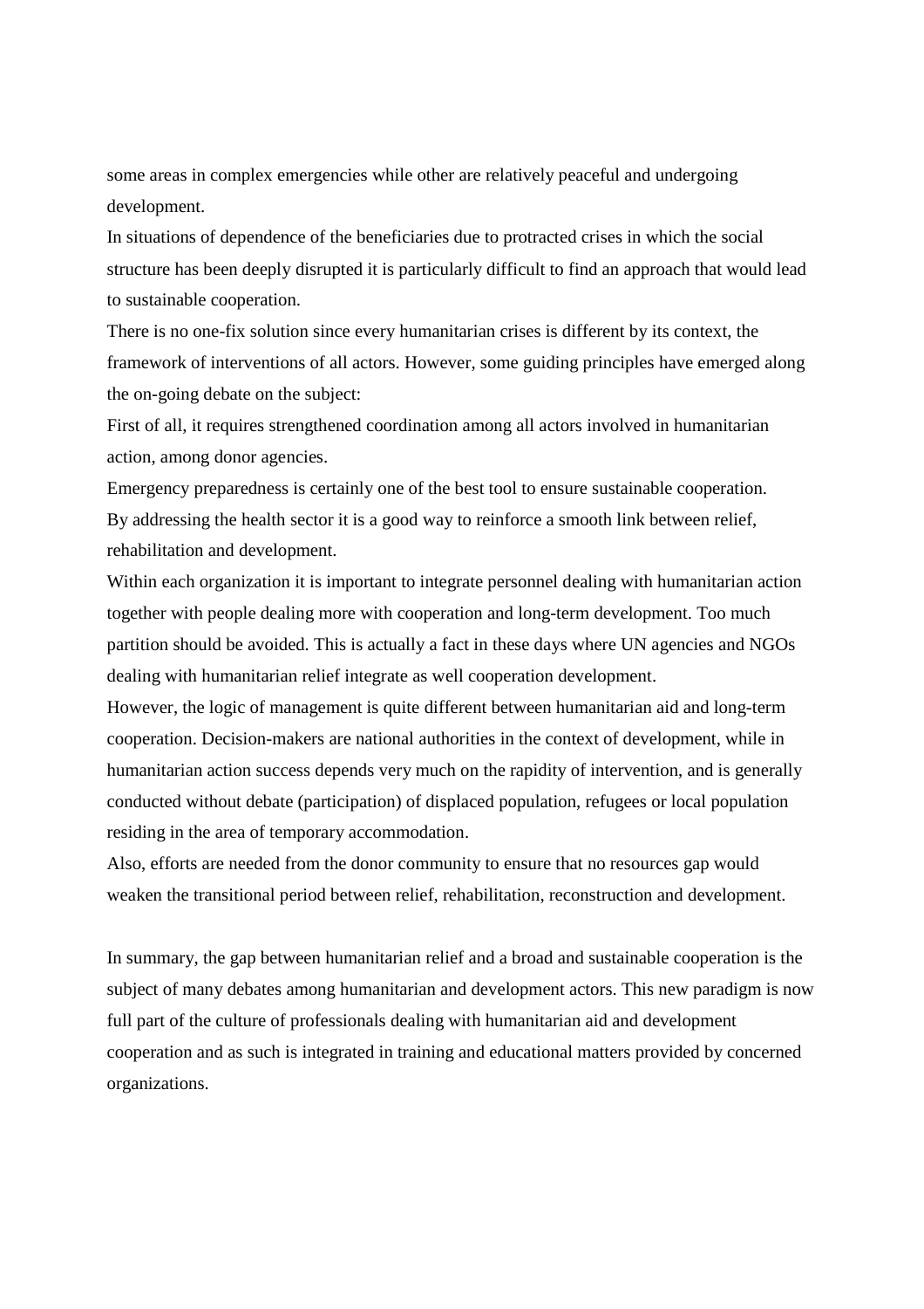some areas in complex emergencies while other are relatively peaceful and undergoing development.

In situations of dependence of the beneficiaries due to protracted crises in which the social structure has been deeply disrupted it is particularly difficult to find an approach that would lead to sustainable cooperation.

There is no one-fix solution since every humanitarian crises is different by its context, the framework of interventions of all actors. However, some guiding principles have emerged along the on-going debate on the subject:

First of all, it requires strengthened coordination among all actors involved in humanitarian action, among donor agencies.

Emergency preparedness is certainly one of the best tool to ensure sustainable cooperation.

By addressing the health sector it is a good way to reinforce a smooth link between relief, rehabilitation and development.

Within each organization it is important to integrate personnel dealing with humanitarian action together with people dealing more with cooperation and long-term development. Too much partition should be avoided. This is actually a fact in these days where UN agencies and NGOs dealing with humanitarian relief integrate as well cooperation development.

However, the logic of management is quite different between humanitarian aid and long-term cooperation. Decision-makers are national authorities in the context of development, while in humanitarian action success depends very much on the rapidity of intervention, and is generally conducted without debate (participation) of displaced population, refugees or local population residing in the area of temporary accommodation.

Also, efforts are needed from the donor community to ensure that no resources gap would weaken the transitional period between relief, rehabilitation, reconstruction and development.

In summary, the gap between humanitarian relief and a broad and sustainable cooperation is the subject of many debates among humanitarian and development actors. This new paradigm is now full part of the culture of professionals dealing with humanitarian aid and development cooperation and as such is integrated in training and educational matters provided by concerned organizations.